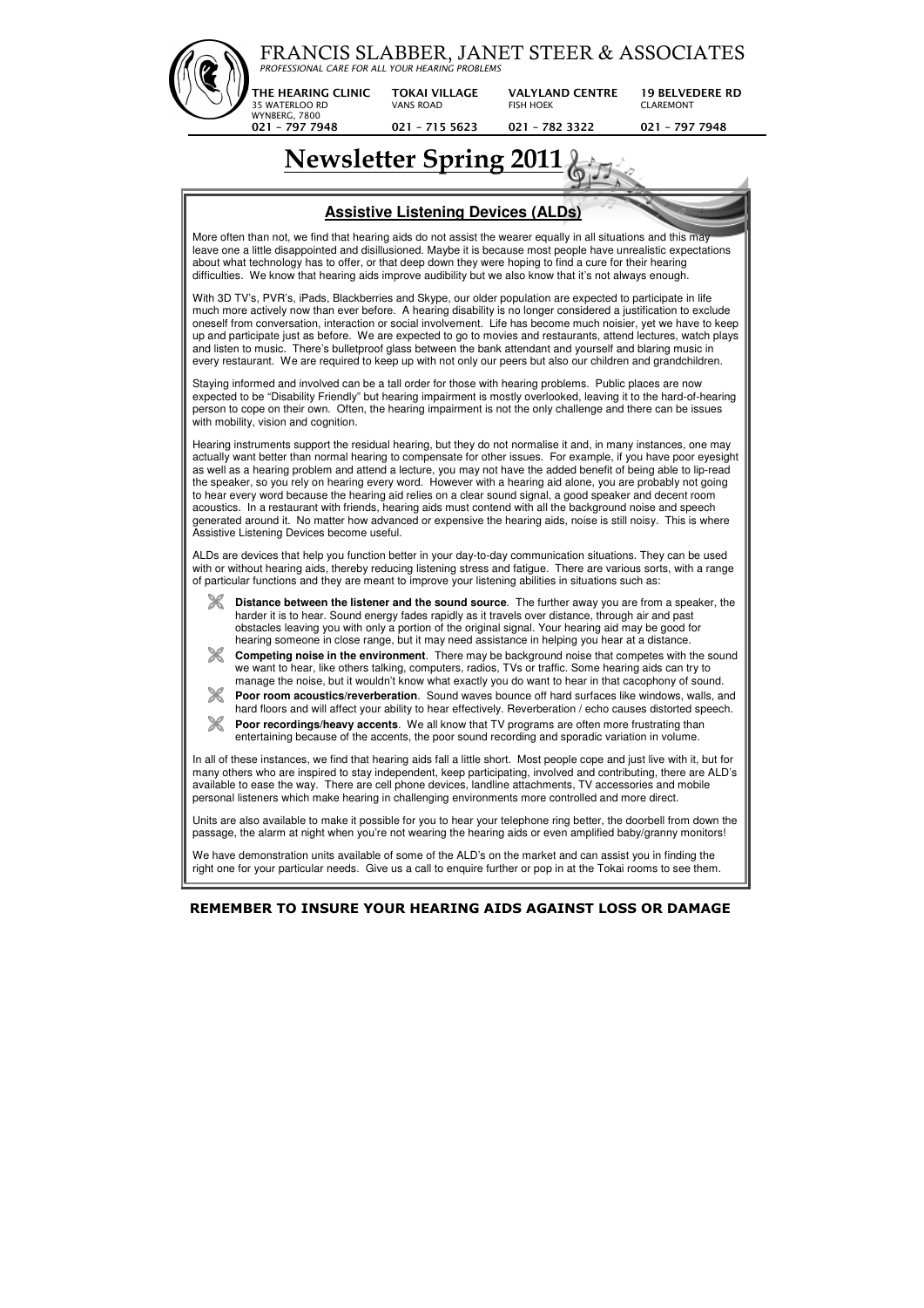# FRANCIS SLABBER, JANET STEER & ASSOCIATES

*PROFESSIONAL CARE FOR ALL YOUR HEARING PROBLEMS*

| THE HEARING CLINIC | TOKAI VILLAGE | VALYLAND CENTRE | 19 BELVEDERE RD |
|---|---|---|---|
| 35 WATERLOO RD WYNBERG, 7800 | VANS ROAD | FISH HOEK | CLAREMONT |
| 021 – 797 7948 | 021 – 715 5623 | 021 – 782 3322 | 021 – 797 7948 |

# Newsletter Spring 2011

## Assistive Listening Devices (ALDs)

More often than not, we find that hearing aids do not assist the wearer equally in all situations and this may leave one a little disappointed and disillusioned. Maybe it is because most people have unrealistic expectations about what technology has to offer, or that deep down they were hoping to find a cure for their hearing difficulties. We know that hearing aids improve audibility but we also know that it's not always enough.

With 3D TV's, PVR's, iPads, Blackberries and Skype, our older population are expected to participate in life much more actively now than ever before. A hearing disability is no longer considered a justification to exclude oneself from conversation, interaction or social involvement. Life has become much noisier, yet we have to keep up and participate just as before. We are expected to go to movies and restaurants, attend lectures, watch plays and listen to music. There's bulletproof glass between the bank attendant and yourself and blaring music in every restaurant. We are required to keep up with not only our peers but also our children and grandchildren.

Staying informed and involved can be a tall order for those with hearing problems. Public places are now expected to be "Disability Friendly" but hearing impairment is mostly overlooked, leaving it to the hard-of-hearing person to cope on their own. Often, the hearing impairment is not the only challenge and there can be issues with mobility, vision and cognition.

Hearing instruments support the residual hearing, but they do not normalise it and, in many instances, one may actually want better than normal hearing to compensate for other issues. For example, if you have poor eyesight as well as a hearing problem and attend a lecture, you may not have the added benefit of being able to lip-read the speaker, so you rely on hearing every word. However with a hearing aid alone, you are probably not going to hear every word because the hearing aid relies on a clear sound signal, a good speaker and decent room acoustics. In a restaurant with friends, hearing aids must contend with all the background noise and speech generated around it. No matter how advanced or expensive the hearing aids, noise is still noisy. This is where Assistive Listening Devices become useful.

ALDs are devices that help you function better in your day-to-day communication situations. They can be used with or without hearing aids, thereby reducing listening stress and fatigue. There are various sorts, with a range of particular functions and they are meant to improve your listening abilities in situations such as:

- **Distance between the listener and the sound source**. The further away you are from a speaker, the harder it is to hear. Sound energy fades rapidly as it travels over distance, through air and past obstacles leaving you with only a portion of the original signal. Your hearing aid may be good for hearing someone in close range, but it may need assistance in helping you hear at a distance.
- **Competing noise in the environment**. There may be background noise that competes with the sound we want to hear, like others talking, computers, radios, TVs or traffic. Some hearing aids can try to manage the noise, but it wouldn't know what exactly you do want to hear in that cacophony of sound.
- **Poor room acoustics/reverberation**. Sound waves bounce off hard surfaces like windows, walls, and hard floors and will affect your ability to hear effectively. Reverberation / echo causes distorted speech.
- **Poor recordings/heavy accents**. We all know that TV programs are often more frustrating than entertaining because of the accents, the poor sound recording and sporadic variation in volume.

In all of these instances, we find that hearing aids fall a little short. Most people cope and just live with it, but for many others who are inspired to stay independent, keep participating, involved and contributing, there are ALD's available to ease the way. There are cell phone devices, landline attachments, TV accessories and mobile personal listeners which make hearing in challenging environments more controlled and more direct.

Units are also available to make it possible for you to hear your telephone ring better, the doorbell from down the passage, the alarm at night when you're not wearing the hearing aids or even amplified baby/granny monitors!

We have demonstration units available of some of the ALD's on the market and can assist you in finding the right one for your particular needs. Give us a call to enquire further or pop in at the Tokai rooms to see them.

**REMEMBER TO INSURE YOUR HEARING AIDS AGAINST LOSS OR DAMAGE**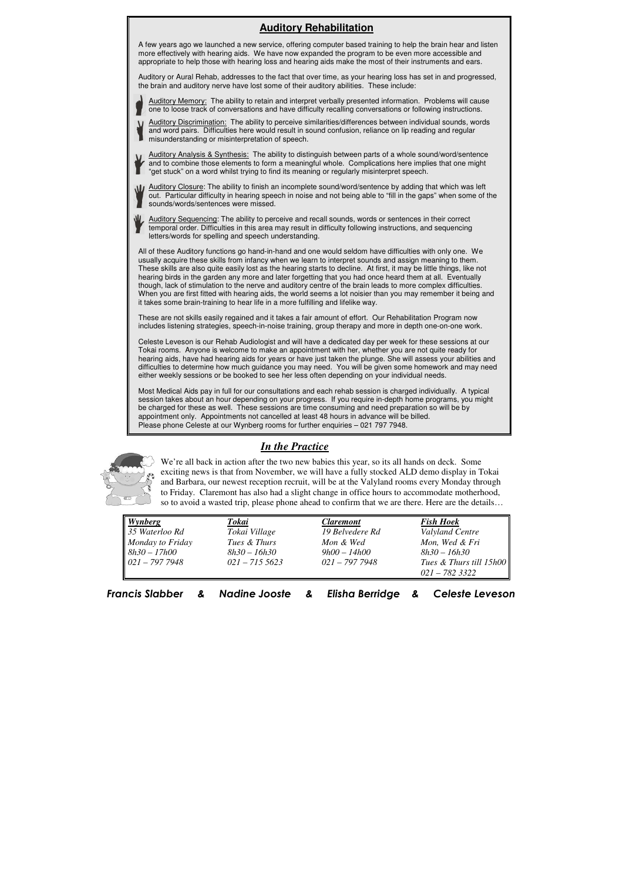## Auditory Rehabilitation

A few years ago we launched a new service, offering computer based training to help the brain hear and listen more effectively with hearing aids. We have now expanded the program to be even more accessible and appropriate to help those with hearing loss and hearing aids make the most of their instruments and ears.

Auditory or Aural Rehab, addresses to the fact that over time, as your hearing loss has set in and progressed, the brain and auditory nerve have lost some of their auditory abilities. These include:

- Auditory Memory: The ability to retain and interpret verbally presented information. Problems will cause one to loose track of conversations and have difficulty recalling conversations or following instructions.
- Auditory Discrimination: The ability to perceive similarities/differences between individual sounds, words and word pairs. Difficulties here would result in sound confusion, reliance on lip reading and regular misunderstanding or misinterpretation of speech.
- Auditory Analysis & Synthesis: The ability to distinguish between parts of a whole sound/word/sentence and to combine those elements to form a meaningful whole. Complications here implies that one might "get stuck" on a word whilst trying to find its meaning or regularly misinterpret speech.
- Auditory Closure: The ability to finish an incomplete sound/word/sentence by adding that which was left out. Particular difficulty in hearing speech in noise and not being able to "fill in the gaps" when some of the sounds/words/sentences were missed.
- Auditory Sequencing: The ability to perceive and recall sounds, words or sentences in their correct temporal order. Difficulties in this area may result in difficulty following instructions, and sequencing letters/words for spelling and speech understanding.

All of these Auditory functions go hand-in-hand and one would seldom have difficulties with only one. We usually acquire these skills from infancy when we learn to interpret sounds and assign meaning to them. These skills are also quite easily lost as the hearing starts to decline. At first, it may be little things, like not hearing birds in the garden any more and later forgetting that you had once heard them at all. Eventually though, lack of stimulation to the nerve and auditory centre of the brain leads to more complex difficulties. When you are first fitted with hearing aids, the world seems a lot noisier than you may remember it being and it takes some brain-training to hear life in a more fulfilling and lifelike way.

These are not skills easily regained and it takes a fair amount of effort. Our Rehabilitation Program now includes listening strategies, speech-in-noise training, group therapy and more in depth one-on-one work.

Celeste Leveson is our Rehab Audiologist and will have a dedicated day per week for these sessions at our Tokai rooms. Anyone is welcome to make an appointment with her, whether you are not quite ready for hearing aids, have had hearing aids for years or have just taken the plunge. She will assess your abilities and difficulties to determine how much guidance you may need. You will be given some homework and may need either weekly sessions or be booked to see her less often depending on your individual needs.

Most Medical Aids pay in full for our consultations and each rehab session is charged individually. A typical session takes about an hour depending on your progress. If you require in-depth home programs, you might be charged for these as well. These sessions are time consuming and need preparation so will be by appointment only. Appointments not cancelled at least 48 hours in advance will be billed.
Please phone Celeste at our Wynberg rooms for further enquiries – 021 797 7948.

## *In the Practice*

We're all back in action after the two new babies this year, so its all hands on deck. Some exciting news is that from November, we will have a fully stocked ALD demo display in Tokai and Barbara, our newest reception recruit, will be at the Valyland rooms every Monday through to Friday. Claremont has also had a slight change in office hours to accommodate motherhood, so to avoid a wasted trip, please phone ahead to confirm that we are there. Here are the details…

| *Wynberg* | *Tokai* | *Claremont* | *Fish Hoek* |
|---|---|---|---|
| *35 Waterloo Rd* | *Tokai Village* | *19 Belvedere Rd* | *Valyland Centre* |
| *Monday to Friday* | *Tues & Thurs* | *Mon & Wed* | *Mon, Wed & Fri* |
| *8h30 – 17h00* | *8h30 – 16h30* | *9h00 – 14h00* | *8h30 – 16h30* |
| *021 – 797 7948* | *021 – 715 5623* | *021 – 797 7948* | *Tues & Thurs till 15h00* |
| | | | *021 – 782 3322* |

***Francis Slabber & Nadine Jooste & Elisha Berridge & Celeste Leveson***